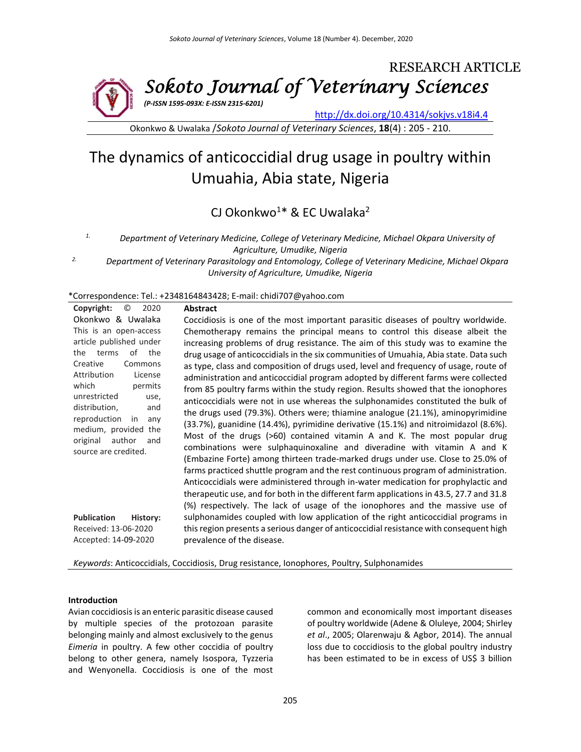RESEARCH ARTICLE

# Sokoto Journal of Veterinary Sciences

*(P-ISSN 1595-093X: E-ISSN 2315-6201)*

http://dx.doi.org/10.4314/sokjvs.v18i4.4

Okonkwo & Uwalaka /*Sokoto Journal of Veterinary Sciences*, **18**(4) : 205 - 210.

# The dynamics of anticoccidial drug usage in poultry within Umuahia, Abia state, Nigeria

CJ Okonkwo[1]* & EC Uwalaka[2]

[1]. *Department of Veterinary Medicine, College of Veterinary Medicine, Michael Okpara University of Agriculture, Umudike, Nigeria*

[2]. *Department of Veterinary Parasitology and Entomology, College of Veterinary Medicine, Michael Okpara University of Agriculture, Umudike, Nigeria*

*Correspondence: Tel.: +2348164843428; E-mail: chidi707@yahoo.com

**Copyright:** © 2020 Okonkwo & Uwalaka This is an open-access article published under the terms of the Creative Commons Attribution License which permits unrestricted use, distribution, and reproduction in any medium, provided the original author and source are credited.

**Publication History:**
Received: 13-06-2020
Accepted: 14-09-2020

**Abstract**

Coccidiosis is one of the most important parasitic diseases of poultry worldwide. Chemotherapy remains the principal means to control this disease albeit the increasing problems of drug resistance. The aim of this study was to examine the drug usage of anticoccidials in the six communities of Umuahia, Abia state. Data such as type, class and composition of drugs used, level and frequency of usage, route of administration and anticoccidial program adopted by different farms were collected from 85 poultry farms within the study region. Results showed that the ionophores anticoccidials were not in use whereas the sulphonamides constituted the bulk of the drugs used (79.3%). Others were; thiamine analogue (21.1%), aminopyrimidine (33.7%), guanidine (14.4%), pyrimidine derivative (15.1%) and nitroimidazol (8.6%). Most of the drugs (>60) contained vitamin A and K. The most popular drug combinations were sulphaquinoxaline and diveradine with vitamin A and K (Embazine Forte) among thirteen trade-marked drugs under use. Close to 25.0% of farms practiced shuttle program and the rest continuous program of administration. Anticoccidials were administered through in-water medication for prophylactic and therapeutic use, and for both in the different farm applications in 43.5, 27.7 and 31.8 (%) respectively. The lack of usage of the ionophores and the massive use of sulphonamides coupled with low application of the right anticoccidial programs in this region presents a serious danger of anticoccidial resistance with consequent high prevalence of the disease.

*Keywords*: Anticoccidials, Coccidiosis, Drug resistance, Ionophores, Poultry, Sulphonamides

## Introduction

Avian coccidiosis is an enteric parasitic disease caused by multiple species of the protozoan parasite belonging mainly and almost exclusively to the genus *Eimeria* in poultry. A few other coccidia of poultry belong to other genera, namely Isospora, Tyzzeria and Wenyonella. Coccidiosis is one of the most common and economically most important diseases of poultry worldwide (Adene & Oluleye, 2004; Shirley *et al*., 2005; Olarenwaju & Agbor, 2014). The annual loss due to coccidiosis to the global poultry industry has been estimated to be in excess of US$ 3 billion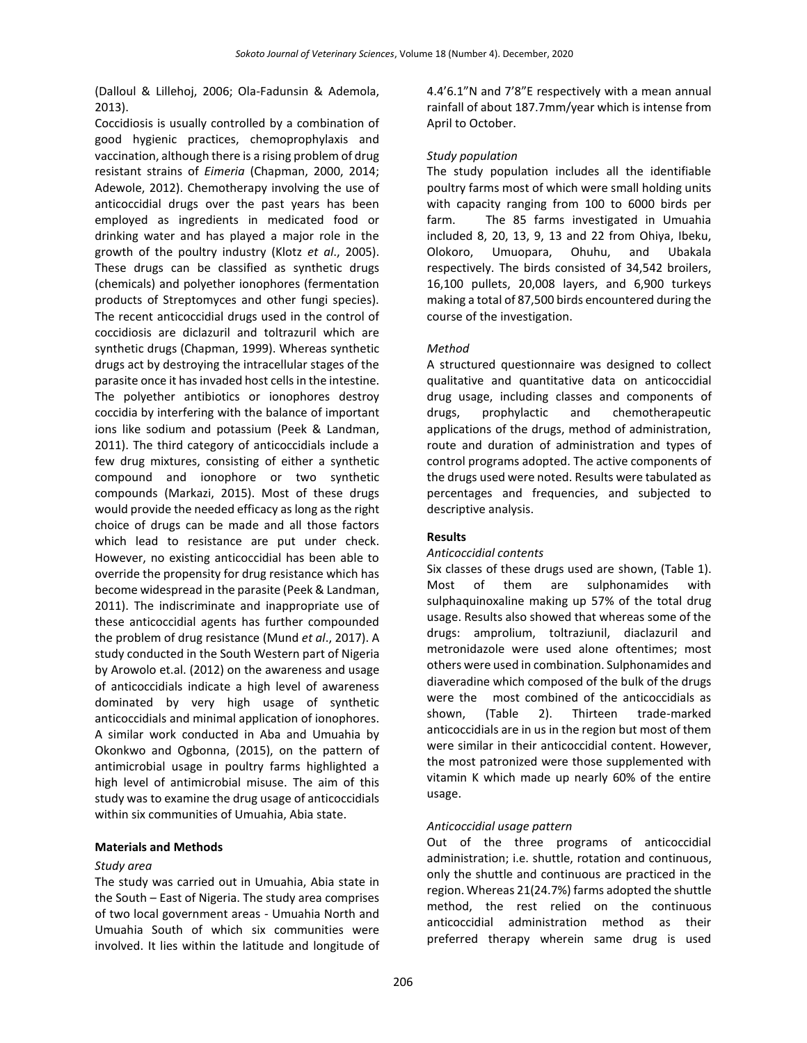(Dalloul & Lillehoj, 2006; Ola-Fadunsin & Ademola, 2013).

Coccidiosis is usually controlled by a combination of good hygienic practices, chemoprophylaxis and vaccination, although there is a rising problem of drug resistant strains of *Eimeria* (Chapman, 2000, 2014; Adewole, 2012). Chemotherapy involving the use of anticoccidial drugs over the past years has been employed as ingredients in medicated food or drinking water and has played a major role in the growth of the poultry industry (Klotz *et al*., 2005). These drugs can be classified as synthetic drugs (chemicals) and polyether ionophores (fermentation products of Streptomyces and other fungi species). The recent anticoccidial drugs used in the control of coccidiosis are diclazuril and toltrazuril which are synthetic drugs (Chapman, 1999). Whereas synthetic drugs act by destroying the intracellular stages of the parasite once it has invaded host cells in the intestine. The polyether antibiotics or ionophores destroy coccidia by interfering with the balance of important ions like sodium and potassium (Peek & Landman, 2011). The third category of anticoccidials include a few drug mixtures, consisting of either a synthetic compound and ionophore or two synthetic compounds (Markazi, 2015). Most of these drugs would provide the needed efficacy as long as the right choice of drugs can be made and all those factors which lead to resistance are put under check. However, no existing anticoccidial has been able to override the propensity for drug resistance which has become widespread in the parasite (Peek & Landman, 2011). The indiscriminate and inappropriate use of these anticoccidial agents has further compounded the problem of drug resistance (Mund *et al*., 2017). A study conducted in the South Western part of Nigeria by Arowolo et.al. (2012) on the awareness and usage of anticoccidials indicate a high level of awareness dominated by very high usage of synthetic anticoccidials and minimal application of ionophores. A similar work conducted in Aba and Umuahia by Okonkwo and Ogbonna, (2015), on the pattern of antimicrobial usage in poultry farms highlighted a high level of antimicrobial misuse. The aim of this study was to examine the drug usage of anticoccidials within six communities of Umuahia, Abia state.

## Materials and Methods

### *Study area*

The study was carried out in Umuahia, Abia state in the South – East of Nigeria. The study area comprises of two local government areas - Umuahia North and Umuahia South of which six communities were involved. It lies within the latitude and longitude of 4.4'6.1"N and 7'8"E respectively with a mean annual rainfall of about 187.7mm/year which is intense from April to October.

### *Study population*

The study population includes all the identifiable poultry farms most of which were small holding units with capacity ranging from 100 to 6000 birds per farm. The 85 farms investigated in Umuahia included 8, 20, 13, 9, 13 and 22 from Ohiya, Ibeku, Olokoro, Umuopara, Ohuhu, and Ubakala respectively. The birds consisted of 34,542 broilers, 16,100 pullets, 20,008 layers, and 6,900 turkeys making a total of 87,500 birds encountered during the course of the investigation.

### *Method*

A structured questionnaire was designed to collect qualitative and quantitative data on anticoccidial drug usage, including classes and components of drugs, prophylactic and chemotherapeutic applications of the drugs, method of administration, route and duration of administration and types of control programs adopted. The active components of the drugs used were noted. Results were tabulated as percentages and frequencies, and subjected to descriptive analysis.

## Results

### *Anticoccidial contents*

Six classes of these drugs used are shown, (Table 1). Most of them are sulphonamides with sulphaquinoxaline making up 57% of the total drug usage. Results also showed that whereas some of the drugs: amprolium, toltraziunil, diaclazuril and metronidazole were used alone oftentimes; most others were used in combination. Sulphonamides and diaveradine which composed of the bulk of the drugs were the most combined of the anticoccidials as shown, (Table 2). Thirteen trade-marked anticoccidials are in us in the region but most of them were similar in their anticoccidial content. However, the most patronized were those supplemented with vitamin K which made up nearly 60% of the entire usage.

### *Anticoccidial usage pattern*

Out of the three programs of anticoccidial administration; i.e. shuttle, rotation and continuous, only the shuttle and continuous are practiced in the region. Whereas 21(24.7%) farms adopted the shuttle method, the rest relied on the continuous anticoccidial administration method as their preferred therapy wherein same drug is used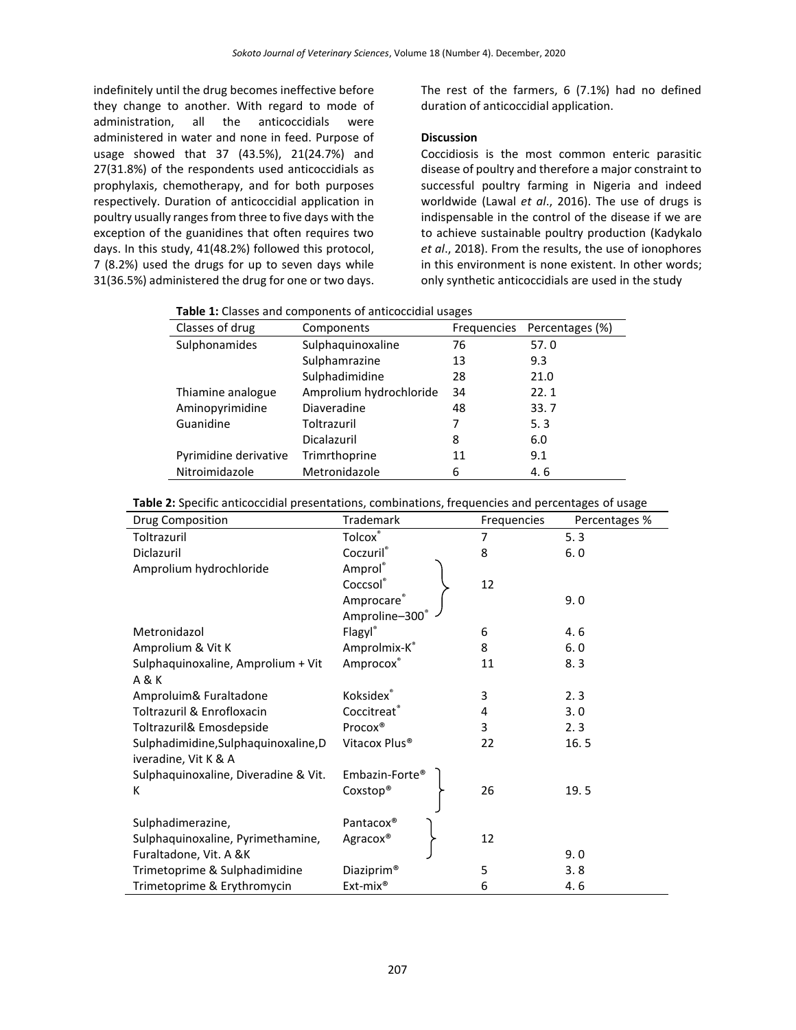indefinitely until the drug becomes ineffective before they change to another. With regard to mode of administration, all the anticoccidials were administered in water and none in feed. Purpose of usage showed that 37 (43.5%), 21(24.7%) and 27(31.8%) of the respondents used anticoccidials as prophylaxis, chemotherapy, and for both purposes respectively. Duration of anticoccidial application in poultry usually ranges from three to five days with the exception of the guanidines that often requires two days. In this study, 41(48.2%) followed this protocol, 7 (8.2%) used the drugs for up to seven days while 31(36.5%) administered the drug for one or two days. The rest of the farmers, 6 (7.1%) had no defined duration of anticoccidial application.

**Discussion**

Coccidiosis is the most common enteric parasitic disease of poultry and therefore a major constraint to successful poultry farming in Nigeria and indeed worldwide (Lawal *et al*., 2016). The use of drugs is indispensable in the control of the disease if we are to achieve sustainable poultry production (Kadykalo *et al*., 2018). From the results, the use of ionophores in this environment is none existent. In other words; only synthetic anticoccidials are used in the study

**Table 1:** Classes and components of anticoccidial usages

| Classes of drug | Components | Frequencies | Percentages (%) |
|---|---|---|---|
| Sulphonamides | Sulphaquinoxaline | 76 | 57. 0 |
| | Sulphamrazine | 13 | 9.3 |
| | Sulphadimidine | 28 | 21.0 |
| Thiamine analogue | Amprolium hydrochloride | 34 | 22. 1 |
| Aminopyrimidine | Diaveradine | 48 | 33. 7 |
| Guanidine | Toltrazuril | 7 | 5. 3 |
| | Dicalazuril | 8 | 6.0 |
| Pyrimidine derivative | Trimrthoprine | 11 | 9.1 |
| Nitroimidazole | Metronidazole | 6 | 4. 6 |

**Table 2:** Specific anticoccidial presentations, combinations, frequencies and percentages of usage

| Drug Composition | Trademark | Frequencies | Percentages % |
|---|---|---|---|
| Toltrazuril | Tolcox® | 7 | 5. 3 |
| Diclazuril | Coczuril® | 8 | 6. 0 |
| Amprolium hydrochloride | Amprol®, Coccsol®, Amprocare®, Amproline–300® | 12 | 9. 0 |
| Metronidazol | Flagyl® | 6 | 4. 6 |
| Amprolium & Vit K | Amprolmix-K® | 8 | 6. 0 |
| Sulphaquinoxaline, Amprolium + Vit A & K | Amprocox® | 11 | 8. 3 |
| Amproluim& Furaltadone | Koksidex® | 3 | 2. 3 |
| Toltrazuril & Enrofloxacin | Coccitreat® | 4 | 3. 0 |
| Toltrazuril& Emosdepside | Procox® | 3 | 2. 3 |
| Sulphadimidine,Sulphaquinoxaline,Diveradine, Vit K & A | Vitacox Plus® | 22 | 16. 5 |
| Sulphaquinoxaline, Diveradine & Vit. K | Embazin-Forte®, Coxstop® | 26 | 19. 5 |
| Sulphadimerazine, Sulphaquinoxaline, Pyrimethamine, Furaltadone, Vit. A &K | Pantacox®, Agracox® | 12 | 9. 0 |
| Trimetoprime & Sulphadimidine | Diaziprim® | 5 | 3. 8 |
| Trimetoprime & Erythromycin | Ext-mix® | 6 | 4. 6 |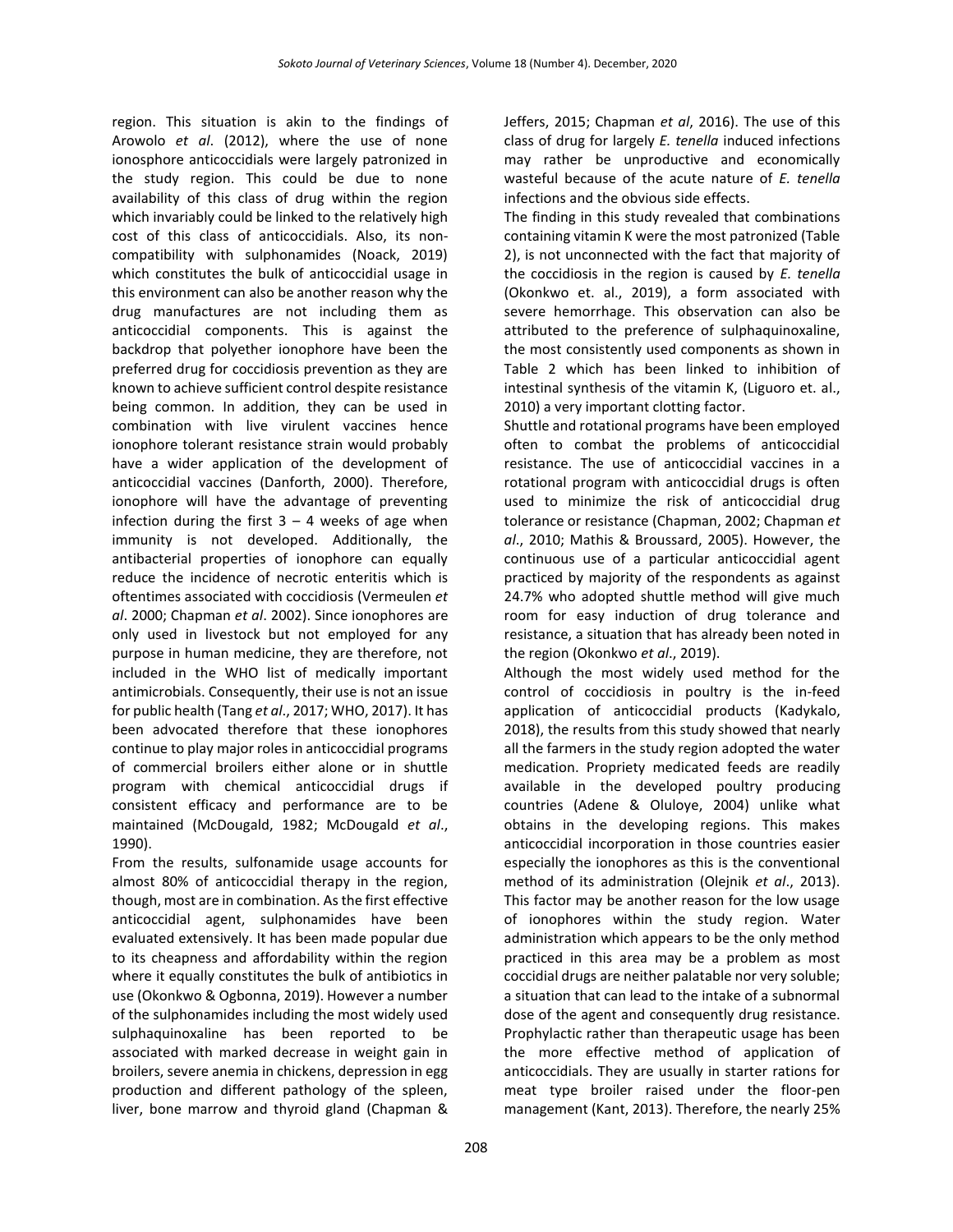region. This situation is akin to the findings of Arowolo *et al*. (2012), where the use of none ionosphore anticoccidials were largely patronized in the study region. This could be due to none availability of this class of drug within the region which invariably could be linked to the relatively high cost of this class of anticoccidials. Also, its non-compatibility with sulphonamides (Noack, 2019) which constitutes the bulk of anticoccidial usage in this environment can also be another reason why the drug manufactures are not including them as anticoccidial components. This is against the backdrop that polyether ionophore have been the preferred drug for coccidiosis prevention as they are known to achieve sufficient control despite resistance being common. In addition, they can be used in combination with live virulent vaccines hence ionophore tolerant resistance strain would probably have a wider application of the development of anticoccidial vaccines (Danforth, 2000). Therefore, ionophore will have the advantage of preventing infection during the first 3 – 4 weeks of age when immunity is not developed. Additionally, the antibacterial properties of ionophore can equally reduce the incidence of necrotic enteritis which is oftentimes associated with coccidiosis (Vermeulen *et al*. 2000; Chapman *et al*. 2002). Since ionophores are only used in livestock but not employed for any purpose in human medicine, they are therefore, not included in the WHO list of medically important antimicrobials. Consequently, their use is not an issue for public health (Tang *et al*., 2017; WHO, 2017). It has been advocated therefore that these ionophores continue to play major roles in anticoccidial programs of commercial broilers either alone or in shuttle program with chemical anticoccidial drugs if consistent efficacy and performance are to be maintained (McDougald, 1982; McDougald *et al*., 1990).

From the results, sulfonamide usage accounts for almost 80% of anticoccidial therapy in the region, though, most are in combination. As the first effective anticoccidial agent, sulphonamides have been evaluated extensively. It has been made popular due to its cheapness and affordability within the region where it equally constitutes the bulk of antibiotics in use (Okonkwo & Ogbonna, 2019). However a number of the sulphonamides including the most widely used sulphaquinoxaline has been reported to be associated with marked decrease in weight gain in broilers, severe anemia in chickens, depression in egg production and different pathology of the spleen, liver, bone marrow and thyroid gland (Chapman & Jeffers, 2015; Chapman *et al*, 2016). The use of this class of drug for largely *E. tenella* induced infections may rather be unproductive and economically wasteful because of the acute nature of *E. tenella* infections and the obvious side effects.

The finding in this study revealed that combinations containing vitamin K were the most patronized (Table 2), is not unconnected with the fact that majority of the coccidiosis in the region is caused by *E. tenella* (Okonkwo et. al., 2019), a form associated with severe hemorrhage. This observation can also be attributed to the preference of sulphaquinoxaline, the most consistently used components as shown in Table 2 which has been linked to inhibition of intestinal synthesis of the vitamin K, (Liguoro et. al., 2010) a very important clotting factor.

Shuttle and rotational programs have been employed often to combat the problems of anticoccidial resistance. The use of anticoccidial vaccines in a rotational program with anticoccidial drugs is often used to minimize the risk of anticoccidial drug tolerance or resistance (Chapman, 2002; Chapman *et al*., 2010; Mathis & Broussard, 2005). However, the continuous use of a particular anticoccidial agent practiced by majority of the respondents as against 24.7% who adopted shuttle method will give much room for easy induction of drug tolerance and resistance, a situation that has already been noted in the region (Okonkwo *et al*., 2019).

Although the most widely used method for the control of coccidiosis in poultry is the in-feed application of anticoccidial products (Kadykalo, 2018), the results from this study showed that nearly all the farmers in the study region adopted the water medication. Propriety medicated feeds are readily available in the developed poultry producing countries (Adene & Oluloye, 2004) unlike what obtains in the developing regions. This makes anticoccidial incorporation in those countries easier especially the ionophores as this is the conventional method of its administration (Olejnik *et al*., 2013). This factor may be another reason for the low usage of ionophores within the study region. Water administration which appears to be the only method practiced in this area may be a problem as most coccidial drugs are neither palatable nor very soluble; a situation that can lead to the intake of a subnormal dose of the agent and consequently drug resistance. Prophylactic rather than therapeutic usage has been the more effective method of application of anticoccidials. They are usually in starter rations for meat type broiler raised under the floor-pen management (Kant, 2013). Therefore, the nearly 25%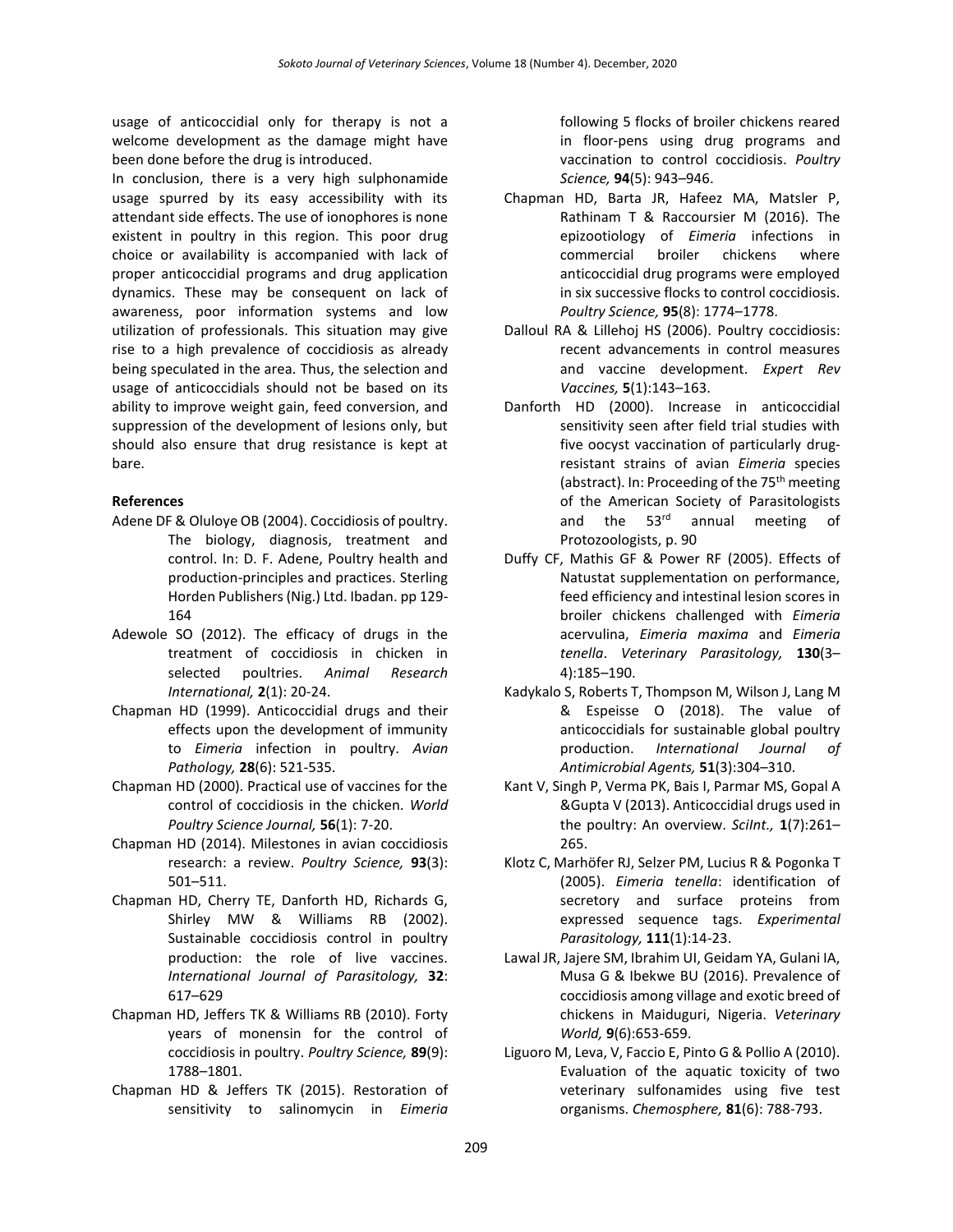usage of anticoccidial only for therapy is not a welcome development as the damage might have been done before the drug is introduced.

In conclusion, there is a very high sulphonamide usage spurred by its easy accessibility with its attendant side effects. The use of ionophores is none existent in poultry in this region. This poor drug choice or availability is accompanied with lack of proper anticoccidial programs and drug application dynamics. These may be consequent on lack of awareness, poor information systems and low utilization of professionals. This situation may give rise to a high prevalence of coccidiosis as already being speculated in the area. Thus, the selection and usage of anticoccidials should not be based on its ability to improve weight gain, feed conversion, and suppression of the development of lesions only, but should also ensure that drug resistance is kept at bare.

**References**

Adene DF & Oluloye OB (2004). Coccidiosis of poultry. The biology, diagnosis, treatment and control. In: D. F. Adene, Poultry health and production-principles and practices. Sterling Horden Publishers (Nig.) Ltd. Ibadan. pp 129-164

Adewole SO (2012). The efficacy of drugs in the treatment of coccidiosis in chicken in selected poultries. *Animal Research International,* **2**(1): 20-24.

Chapman HD (1999). Anticoccidial drugs and their effects upon the development of immunity to *Eimeria* infection in poultry. *Avian Pathology,* **28**(6): 521-535.

Chapman HD (2000). Practical use of vaccines for the control of coccidiosis in the chicken. *World Poultry Science Journal,* **56**(1): 7-20.

Chapman HD (2014). Milestones in avian coccidiosis research: a review. *Poultry Science,* **93**(3): 501–511.

Chapman HD, Cherry TE, Danforth HD, Richards G, Shirley MW & Williams RB (2002). Sustainable coccidiosis control in poultry production: the role of live vaccines. *International Journal of Parasitology,* **32**: 617–629

Chapman HD, Jeffers TK & Williams RB (2010). Forty years of monensin for the control of coccidiosis in poultry. *Poultry Science,* **89**(9): 1788–1801.

Chapman HD & Jeffers TK (2015). Restoration of sensitivity to salinomycin in *Eimeria* following 5 flocks of broiler chickens reared in floor-pens using drug programs and vaccination to control coccidiosis. *Poultry Science,* **94**(5): 943–946.

Chapman HD, Barta JR, Hafeez MA, Matsler P, Rathinam T & Raccoursier M (2016). The epizootiology of *Eimeria* infections in commercial broiler chickens where anticoccidial drug programs were employed in six successive flocks to control coccidiosis. *Poultry Science,* **95**(8): 1774–1778.

Dalloul RA & Lillehoj HS (2006). Poultry coccidiosis: recent advancements in control measures and vaccine development. *Expert Rev Vaccines,* **5**(1):143–163.

Danforth HD (2000). Increase in anticoccidial sensitivity seen after field trial studies with five oocyst vaccination of particularly drug-resistant strains of avian *Eimeria* species (abstract). In: Proceeding of the 75th meeting of the American Society of Parasitologists and the 53rd annual meeting of Protozoologists, p. 90

Duffy CF, Mathis GF & Power RF (2005). Effects of Natustat supplementation on performance, feed efficiency and intestinal lesion scores in broiler chickens challenged with *Eimeria* acervulina, *Eimeria maxima* and *Eimeria tenella*. *Veterinary Parasitology,* **130**(3–4):185–190.

Kadykalo S, Roberts T, Thompson M, Wilson J, Lang M & Espeisse O (2018). The value of anticoccidials for sustainable global poultry production. *International Journal of Antimicrobial Agents,* **51**(3):304–310.

Kant V, Singh P, Verma PK, Bais I, Parmar MS, Gopal A &Gupta V (2013). Anticoccidial drugs used in the poultry: An overview. *SciInt.,* **1**(7):261–265.

Klotz C, Marhöfer RJ, Selzer PM, Lucius R & Pogonka T (2005). *Eimeria tenella*: identification of secretory and surface proteins from expressed sequence tags. *Experimental Parasitology,* **111**(1):14-23.

Lawal JR, Jajere SM, Ibrahim UI, Geidam YA, Gulani IA, Musa G & Ibekwe BU (2016). Prevalence of coccidiosis among village and exotic breed of chickens in Maiduguri, Nigeria. *Veterinary World,* **9**(6):653-659.

Liguoro M, Leva, V, Faccio E, Pinto G & Pollio A (2010). Evaluation of the aquatic toxicity of two veterinary sulfonamides using five test organisms. *Chemosphere,* **81**(6): 788-793.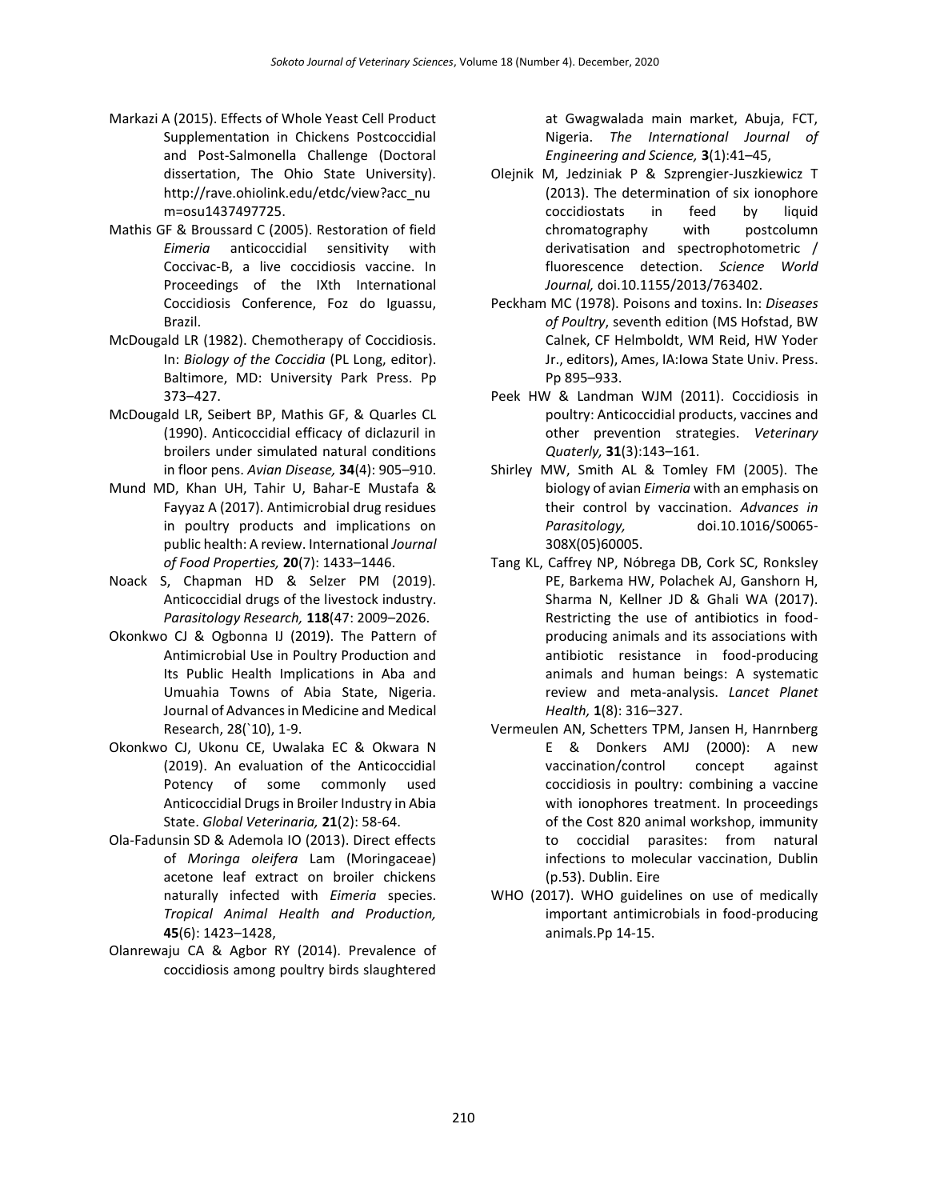Markazi A (2015). Effects of Whole Yeast Cell Product Supplementation in Chickens Postcoccidial and Post-Salmonella Challenge (Doctoral dissertation, The Ohio State University). http://rave.ohiolink.edu/etdc/view?acc_num=osu1437497725.

Mathis GF & Broussard C (2005). Restoration of field *Eimeria* anticoccidial sensitivity with Coccivac-B, a live coccidiosis vaccine. In Proceedings of the IXth International Coccidiosis Conference, Foz do Iguassu, Brazil.

McDougald LR (1982). Chemotherapy of Coccidiosis. In: *Biology of the Coccidia* (PL Long, editor). Baltimore, MD: University Park Press. Pp 373–427.

McDougald LR, Seibert BP, Mathis GF, & Quarles CL (1990). Anticoccidial efficacy of diclazuril in broilers under simulated natural conditions in floor pens. *Avian Disease,* **34**(4): 905–910.

Mund MD, Khan UH, Tahir U, Bahar-E Mustafa & Fayyaz A (2017). Antimicrobial drug residues in poultry products and implications on public health: A review. International *Journal of Food Properties,* **20**(7): 1433–1446.

Noack S, Chapman HD & Selzer PM (2019). Anticoccidial drugs of the livestock industry. *Parasitology Research,* **118**(47: 2009–2026.

Okonkwo CJ & Ogbonna IJ (2019). The Pattern of Antimicrobial Use in Poultry Production and Its Public Health Implications in Aba and Umuahia Towns of Abia State, Nigeria. Journal of Advances in Medicine and Medical Research, 28(`10), 1-9.

Okonkwo CJ, Ukonu CE, Uwalaka EC & Okwara N (2019). An evaluation of the Anticoccidial Potency of some commonly used Anticoccidial Drugs in Broiler Industry in Abia State. *Global Veterinaria,* **21**(2): 58-64.

Ola-Fadunsin SD & Ademola IO (2013). Direct effects of *Moringa oleifera* Lam (Moringaceae) acetone leaf extract on broiler chickens naturally infected with *Eimeria* species. *Tropical Animal Health and Production,* **45**(6): 1423–1428,

Olanrewaju CA & Agbor RY (2014). Prevalence of coccidiosis among poultry birds slaughtered at Gwagwalada main market, Abuja, FCT, Nigeria. *The International Journal of Engineering and Science,* **3**(1):41–45,

Olejnik M, Jedziniak P & Szprengier-Juszkiewicz T (2013). The determination of six ionophore coccidiostats in feed by liquid chromatography with postcolumn derivatisation and spectrophotometric / fluorescence detection. *Science World Journal,* doi.10.1155/2013/763402.

Peckham MC (1978). Poisons and toxins. In: *Diseases of Poultry*, seventh edition (MS Hofstad, BW Calnek, CF Helmboldt, WM Reid, HW Yoder Jr., editors), Ames, IA:Iowa State Univ. Press. Pp 895–933.

Peek HW & Landman WJM (2011). Coccidiosis in poultry: Anticoccidial products, vaccines and other prevention strategies. *Veterinary Quaterly,* **31**(3):143–161.

Shirley MW, Smith AL & Tomley FM (2005). The biology of avian *Eimeria* with an emphasis on their control by vaccination. *Advances in Parasitology,* doi.10.1016/S0065-308X(05)60005.

Tang KL, Caffrey NP, Nóbrega DB, Cork SC, Ronksley PE, Barkema HW, Polachek AJ, Ganshorn H, Sharma N, Kellner JD & Ghali WA (2017). Restricting the use of antibiotics in food-producing animals and its associations with antibiotic resistance in food-producing animals and human beings: A systematic review and meta-analysis. *Lancet Planet Health,* **1**(8): 316–327.

Vermeulen AN, Schetters TPM, Jansen H, Hanrnberg E & Donkers AMJ (2000): A new vaccination/control concept against coccidiosis in poultry: combining a vaccine with ionophores treatment. In proceedings of the Cost 820 animal workshop, immunity to coccidial parasites: from natural infections to molecular vaccination, Dublin (p.53). Dublin. Eire

WHO (2017). WHO guidelines on use of medically important antimicrobials in food-producing animals.Pp 14-15.